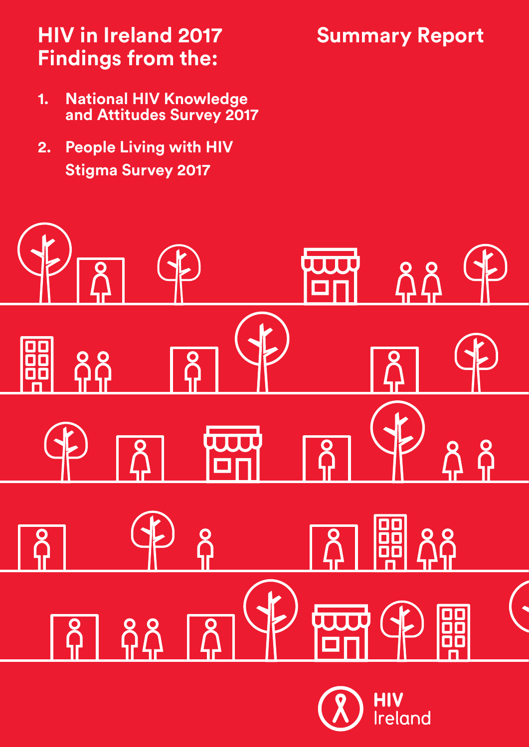# HIV in Ireland 2017 Findings from the:

## Summary Report

1. **National HIV Knowledge and Attitudes Survey 2017**
2. **People Living with HIV Stigma Survey 2017**

HIV Ireland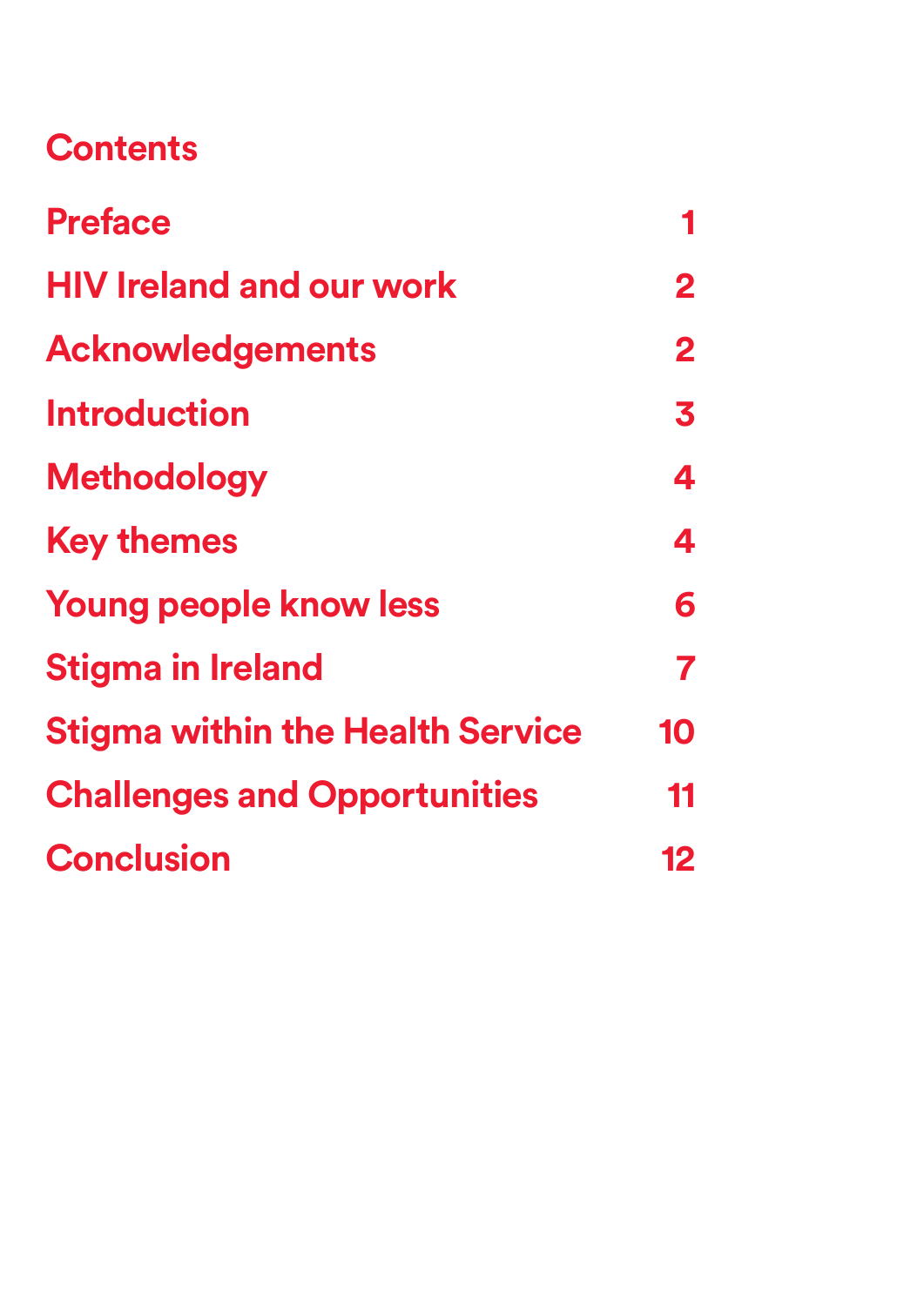# Contents

| | |
|---|---|
| Preface | 1 |
| HIV Ireland and our work | 2 |
| Acknowledgements | 2 |
| Introduction | 3 |
| Methodology | 4 |
| Key themes | 4 |
| Young people know less | 6 |
| Stigma in Ireland | 7 |
| Stigma within the Health Service | 10 |
| Challenges and Opportunities | 11 |
| Conclusion | 12 |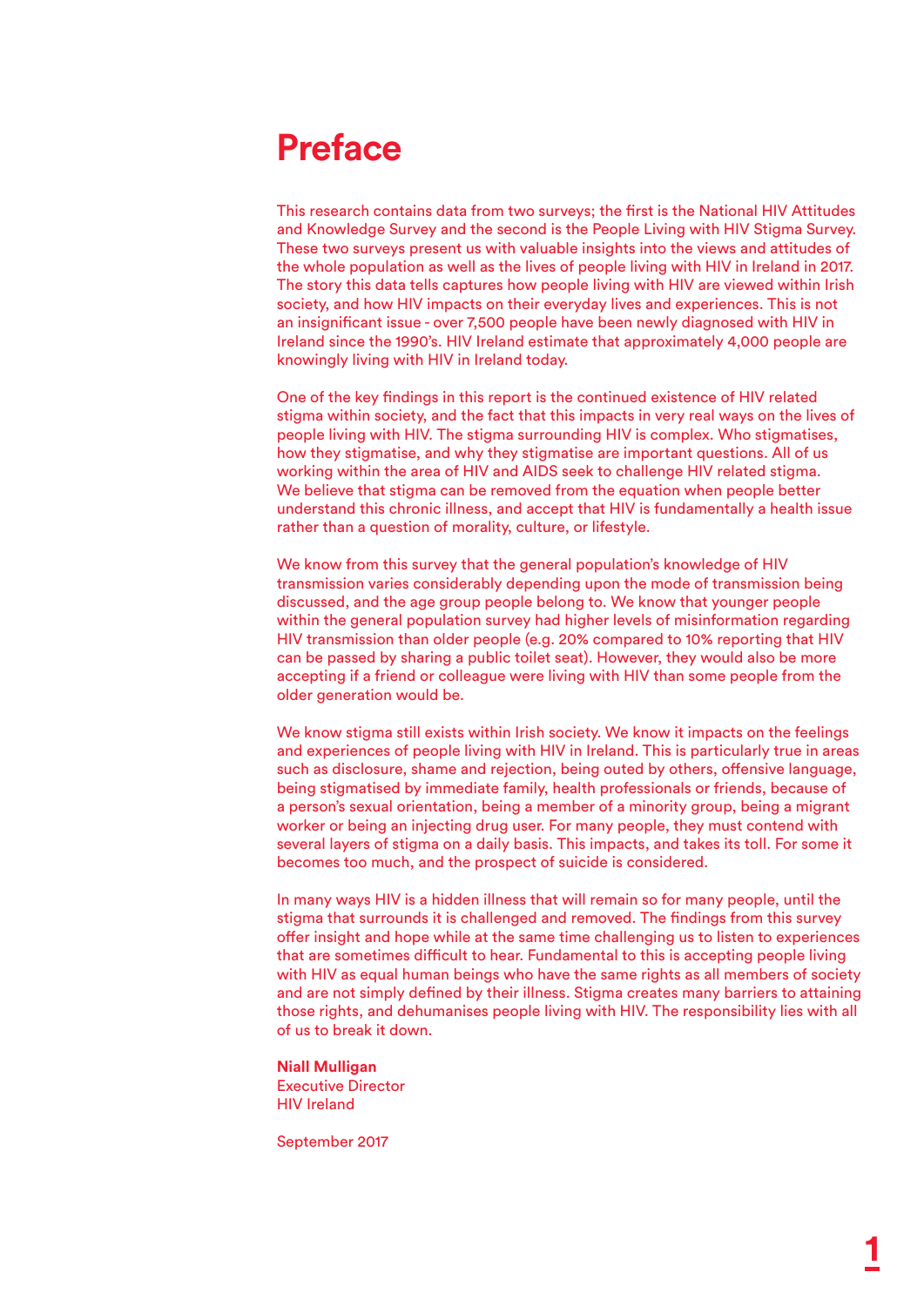# Preface

This research contains data from two surveys; the first is the National HIV Attitudes and Knowledge Survey and the second is the People Living with HIV Stigma Survey. These two surveys present us with valuable insights into the views and attitudes of the whole population as well as the lives of people living with HIV in Ireland in 2017. The story this data tells captures how people living with HIV are viewed within Irish society, and how HIV impacts on their everyday lives and experiences. This is not an insignificant issue - over 7,500 people have been newly diagnosed with HIV in Ireland since the 1990's. HIV Ireland estimate that approximately 4,000 people are knowingly living with HIV in Ireland today.

One of the key findings in this report is the continued existence of HIV related stigma within society, and the fact that this impacts in very real ways on the lives of people living with HIV. The stigma surrounding HIV is complex. Who stigmatises, how they stigmatise, and why they stigmatise are important questions. All of us working within the area of HIV and AIDS seek to challenge HIV related stigma. We believe that stigma can be removed from the equation when people better understand this chronic illness, and accept that HIV is fundamentally a health issue rather than a question of morality, culture, or lifestyle.

We know from this survey that the general population's knowledge of HIV transmission varies considerably depending upon the mode of transmission being discussed, and the age group people belong to. We know that younger people within the general population survey had higher levels of misinformation regarding HIV transmission than older people (e.g. 20% compared to 10% reporting that HIV can be passed by sharing a public toilet seat). However, they would also be more accepting if a friend or colleague were living with HIV than some people from the older generation would be.

We know stigma still exists within Irish society. We know it impacts on the feelings and experiences of people living with HIV in Ireland. This is particularly true in areas such as disclosure, shame and rejection, being outed by others, offensive language, being stigmatised by immediate family, health professionals or friends, because of a person's sexual orientation, being a member of a minority group, being a migrant worker or being an injecting drug user. For many people, they must contend with several layers of stigma on a daily basis. This impacts, and takes its toll. For some it becomes too much, and the prospect of suicide is considered.

In many ways HIV is a hidden illness that will remain so for many people, until the stigma that surrounds it is challenged and removed. The findings from this survey offer insight and hope while at the same time challenging us to listen to experiences that are sometimes difficult to hear. Fundamental to this is accepting people living with HIV as equal human beings who have the same rights as all members of society and are not simply defined by their illness. Stigma creates many barriers to attaining those rights, and dehumanises people living with HIV. The responsibility lies with all of us to break it down.

**Niall Mulligan**
Executive Director
HIV Ireland

September 2017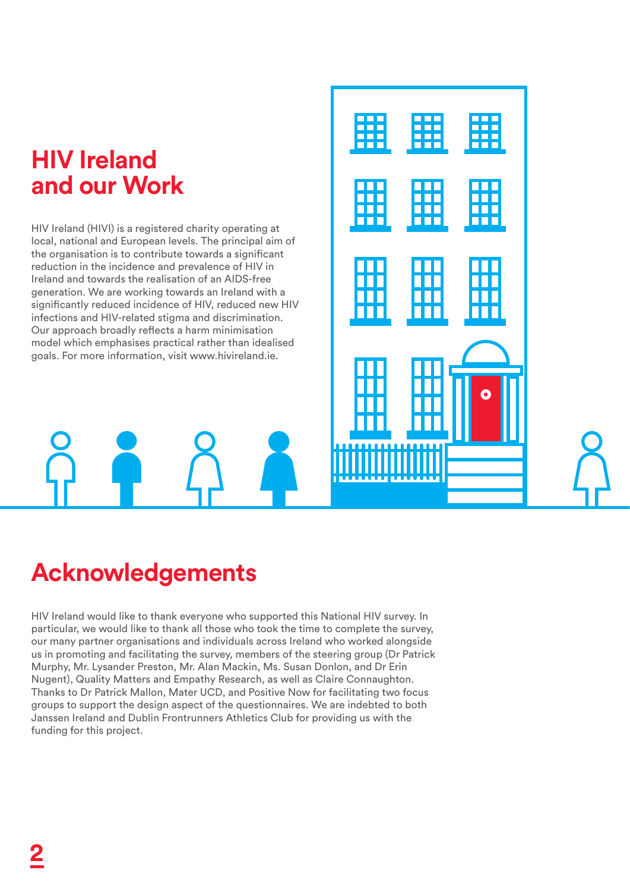# HIV Ireland and our Work

HIV Ireland (HIVI) is a registered charity operating at local, national and European levels. The principal aim of the organisation is to contribute towards a significant reduction in the incidence and prevalence of HIV in Ireland and towards the realisation of an AIDS-free generation. We are working towards an Ireland with a significantly reduced incidence of HIV, reduced new HIV infections and HIV-related stigma and discrimination. Our approach broadly reflects a harm minimisation model which emphasises practical rather than idealised goals. For more information, visit www.hivireland.ie.

# Acknowledgements

HIV Ireland would like to thank everyone who supported this National HIV survey. In particular, we would like to thank all those who took the time to complete the survey, our many partner organisations and individuals across Ireland who worked alongside us in promoting and facilitating the survey, members of the steering group (Dr Patrick Murphy, Mr. Lysander Preston, Mr. Alan Mackin, Ms. Susan Donlon, and Dr Erin Nugent), Quality Matters and Empathy Research, as well as Claire Connaughton. Thanks to Dr Patrick Mallon, Mater UCD, and Positive Now for facilitating two focus groups to support the design aspect of the questionnaires. We are indebted to both Janssen Ireland and Dublin Frontrunners Athletics Club for providing us with the funding for this project.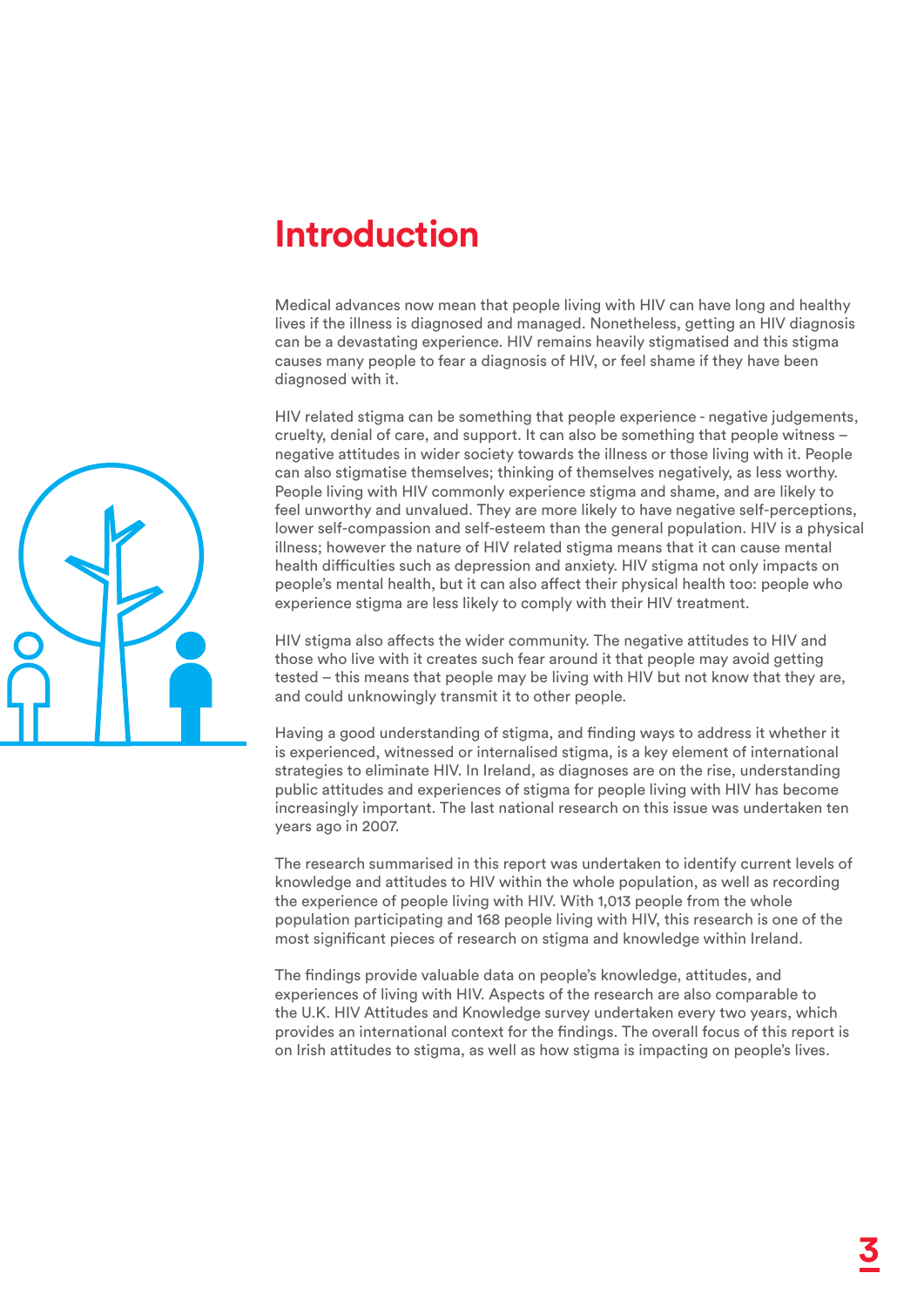# Introduction

Medical advances now mean that people living with HIV can have long and healthy lives if the illness is diagnosed and managed. Nonetheless, getting an HIV diagnosis can be a devastating experience. HIV remains heavily stigmatised and this stigma causes many people to fear a diagnosis of HIV, or feel shame if they have been diagnosed with it.

HIV related stigma can be something that people experience - negative judgements, cruelty, denial of care, and support. It can also be something that people witness – negative attitudes in wider society towards the illness or those living with it. People can also stigmatise themselves; thinking of themselves negatively, as less worthy. People living with HIV commonly experience stigma and shame, and are likely to feel unworthy and unvalued. They are more likely to have negative self-perceptions, lower self-compassion and self-esteem than the general population. HIV is a physical illness; however the nature of HIV related stigma means that it can cause mental health difficulties such as depression and anxiety. HIV stigma not only impacts on people's mental health, but it can also affect their physical health too: people who experience stigma are less likely to comply with their HIV treatment.

HIV stigma also affects the wider community. The negative attitudes to HIV and those who live with it creates such fear around it that people may avoid getting tested – this means that people may be living with HIV but not know that they are, and could unknowingly transmit it to other people.

Having a good understanding of stigma, and finding ways to address it whether it is experienced, witnessed or internalised stigma, is a key element of international strategies to eliminate HIV. In Ireland, as diagnoses are on the rise, understanding public attitudes and experiences of stigma for people living with HIV has become increasingly important. The last national research on this issue was undertaken ten years ago in 2007.

The research summarised in this report was undertaken to identify current levels of knowledge and attitudes to HIV within the whole population, as well as recording the experience of people living with HIV. With 1,013 people from the whole population participating and 168 people living with HIV, this research is one of the most significant pieces of research on stigma and knowledge within Ireland.

The findings provide valuable data on people's knowledge, attitudes, and experiences of living with HIV. Aspects of the research are also comparable to the U.K. HIV Attitudes and Knowledge survey undertaken every two years, which provides an international context for the findings. The overall focus of this report is on Irish attitudes to stigma, as well as how stigma is impacting on people's lives.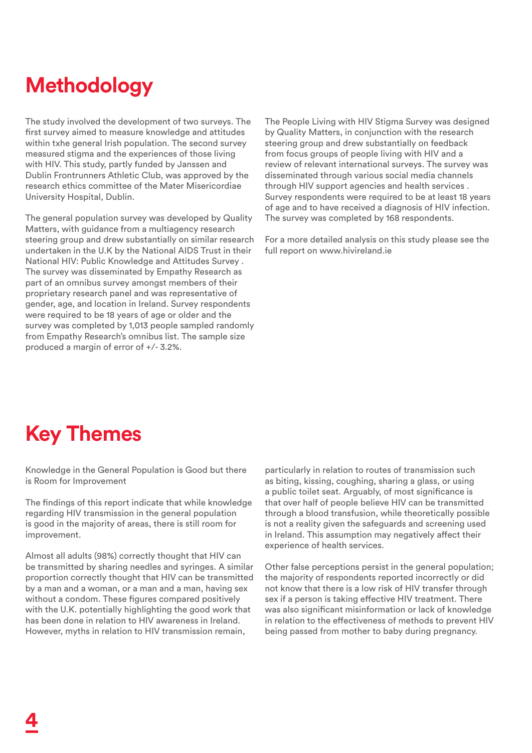# Methodology

The study involved the development of two surveys. The first survey aimed to measure knowledge and attitudes within txhe general Irish population. The second survey measured stigma and the experiences of those living with HIV. This study, partly funded by Janssen and Dublin Frontrunners Athletic Club, was approved by the research ethics committee of the Mater Misericordiae University Hospital, Dublin.

The general population survey was developed by Quality Matters, with guidance from a multiagency research steering group and drew substantially on similar research undertaken in the U.K by the National AIDS Trust in their National HIV: Public Knowledge and Attitudes Survey . The survey was disseminated by Empathy Research as part of an omnibus survey amongst members of their proprietary research panel and was representative of gender, age, and location in Ireland. Survey respondents were required to be 18 years of age or older and the survey was completed by 1,013 people sampled randomly from Empathy Research's omnibus list. The sample size produced a margin of error of +/- 3.2%.

The People Living with HIV Stigma Survey was designed by Quality Matters, in conjunction with the research steering group and drew substantially on feedback from focus groups of people living with HIV and a review of relevant international surveys. The survey was disseminated through various social media channels through HIV support agencies and health services . Survey respondents were required to be at least 18 years of age and to have received a diagnosis of HIV infection. The survey was completed by 168 respondents.

For a more detailed analysis on this study please see the full report on www.hivireland.ie

# Key Themes

Knowledge in the General Population is Good but there is Room for Improvement

The findings of this report indicate that while knowledge regarding HIV transmission in the general population is good in the majority of areas, there is still room for improvement.

Almost all adults (98%) correctly thought that HIV can be transmitted by sharing needles and syringes. A similar proportion correctly thought that HIV can be transmitted by a man and a woman, or a man and a man, having sex without a condom. These figures compared positively with the U.K. potentially highlighting the good work that has been done in relation to HIV awareness in Ireland. However, myths in relation to HIV transmission remain, particularly in relation to routes of transmission such as biting, kissing, coughing, sharing a glass, or using a public toilet seat. Arguably, of most significance is that over half of people believe HIV can be transmitted through a blood transfusion, while theoretically possible is not a reality given the safeguards and screening used in Ireland. This assumption may negatively affect their experience of health services.

Other false perceptions persist in the general population; the majority of respondents reported incorrectly or did not know that there is a low risk of HIV transfer through sex if a person is taking effective HIV treatment. There was also significant misinformation or lack of knowledge in relation to the effectiveness of methods to prevent HIV being passed from mother to baby during pregnancy.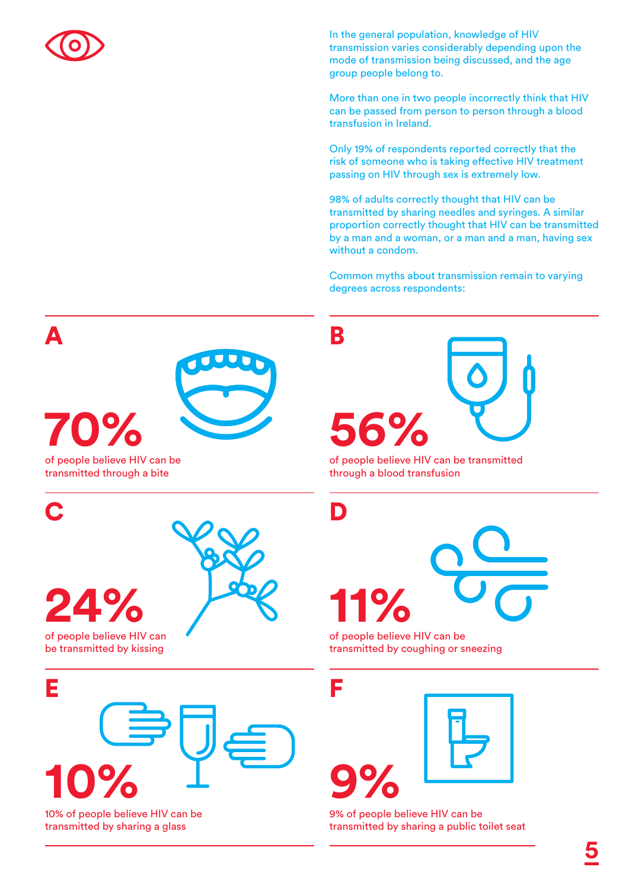In the general population, knowledge of HIV transmission varies considerably depending upon the mode of transmission being discussed, and the age group people belong to.

More than one in two people incorrectly think that HIV can be passed from person to person through a blood transfusion in Ireland.

Only 19% of respondents reported correctly that the risk of someone who is taking effective HIV treatment passing on HIV through sex is extremely low.

98% of adults correctly thought that HIV can be transmitted by sharing needles and syringes. A similar proportion correctly thought that HIV can be transmitted by a man and a woman, or a man and a man, having sex without a condom.

Common myths about transmission remain to varying degrees across respondents:

## A

**70%**

of people believe HIV can be transmitted through a bite

## B

**56%**

of people believe HIV can be transmitted through a blood transfusion

## C

**24%**

of people believe HIV can be transmitted by kissing

## D

**11%**

of people believe HIV can be transmitted by coughing or sneezing

## E

**10%**

10% of people believe HIV can be transmitted by sharing a glass

## F

**9%**

9% of people believe HIV can be transmitted by sharing a public toilet seat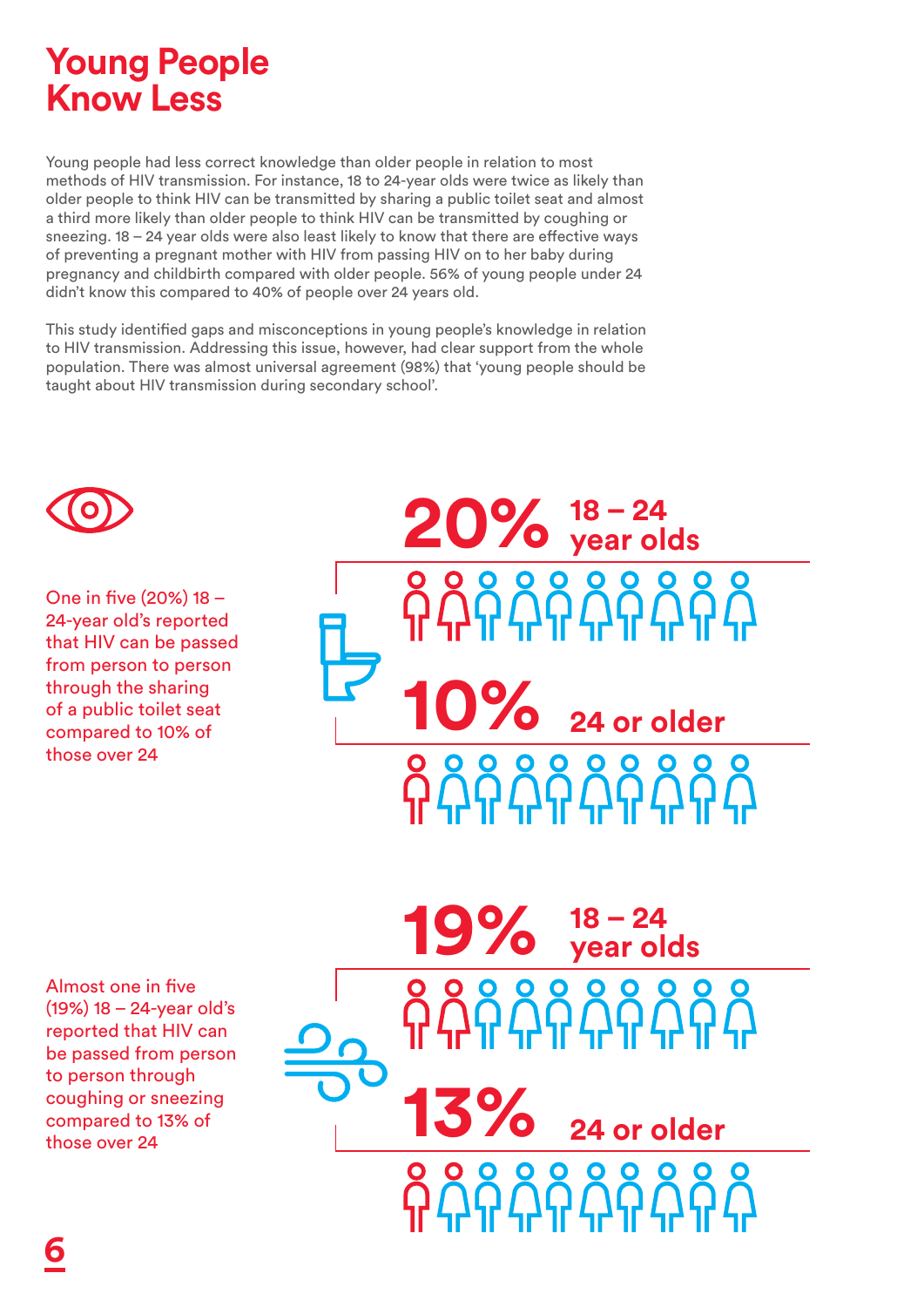# Young People Know Less

Young people had less correct knowledge than older people in relation to most methods of HIV transmission. For instance, 18 to 24-year olds were twice as likely than older people to think HIV can be transmitted by sharing a public toilet seat and almost a third more likely than older people to think HIV can be transmitted by coughing or sneezing. 18 – 24 year olds were also least likely to know that there are effective ways of preventing a pregnant mother with HIV from passing HIV on to her baby during pregnancy and childbirth compared with older people. 56% of young people under 24 didn't know this compared to 40% of people over 24 years old.

This study identified gaps and misconceptions in young people's knowledge in relation to HIV transmission. Addressing this issue, however, had clear support from the whole population. There was almost universal agreement (98%) that 'young people should be taught about HIV transmission during secondary school'.

One in five (20%) 18 – 24-year old's reported that HIV can be passed from person to person through the sharing of a public toilet seat compared to 10% of those over 24

**20%** 18 – 24 year olds

**10%** 24 or older

Almost one in five (19%) 18 – 24-year old's reported that HIV can be passed from person to person through coughing or sneezing compared to 13% of those over 24

**19%** 18 – 24 year olds

**13%** 24 or older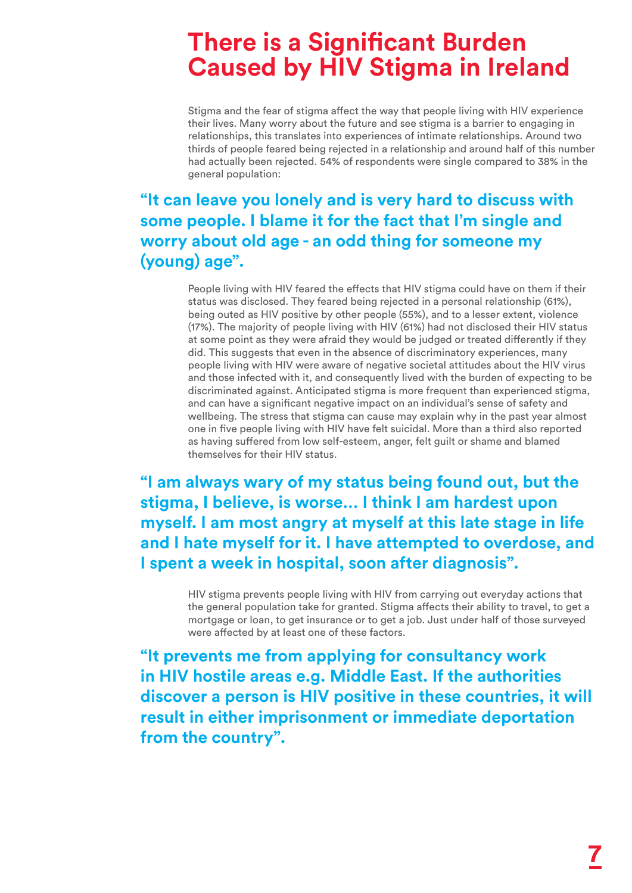# There is a Significant Burden Caused by HIV Stigma in Ireland

Stigma and the fear of stigma affect the way that people living with HIV experience their lives. Many worry about the future and see stigma is a barrier to engaging in relationships, this translates into experiences of intimate relationships. Around two thirds of people feared being rejected in a relationship and around half of this number had actually been rejected. 54% of respondents were single compared to 38% in the general population:

**"It can leave you lonely and is very hard to discuss with some people. I blame it for the fact that I'm single and worry about old age - an odd thing for someone my (young) age".**

People living with HIV feared the effects that HIV stigma could have on them if their status was disclosed. They feared being rejected in a personal relationship (61%), being outed as HIV positive by other people (55%), and to a lesser extent, violence (17%). The majority of people living with HIV (61%) had not disclosed their HIV status at some point as they were afraid they would be judged or treated differently if they did. This suggests that even in the absence of discriminatory experiences, many people living with HIV were aware of negative societal attitudes about the HIV virus and those infected with it, and consequently lived with the burden of expecting to be discriminated against. Anticipated stigma is more frequent than experienced stigma, and can have a significant negative impact on an individual's sense of safety and wellbeing. The stress that stigma can cause may explain why in the past year almost one in five people living with HIV have felt suicidal. More than a third also reported as having suffered from low self-esteem, anger, felt guilt or shame and blamed themselves for their HIV status.

**"I am always wary of my status being found out, but the stigma, I believe, is worse... I think I am hardest upon myself. I am most angry at myself at this late stage in life and I hate myself for it. I have attempted to overdose, and I spent a week in hospital, soon after diagnosis".**

HIV stigma prevents people living with HIV from carrying out everyday actions that the general population take for granted. Stigma affects their ability to travel, to get a mortgage or loan, to get insurance or to get a job. Just under half of those surveyed were affected by at least one of these factors.

**"It prevents me from applying for consultancy work in HIV hostile areas e.g. Middle East. If the authorities discover a person is HIV positive in these countries, it will result in either imprisonment or immediate deportation from the country".**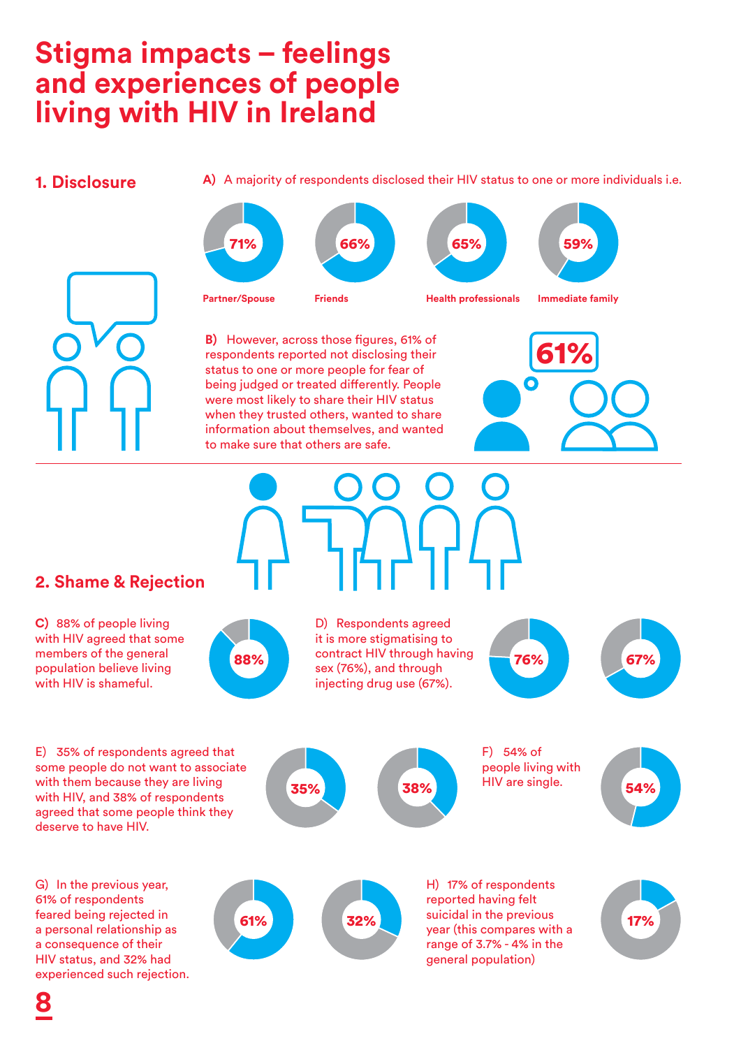# Stigma impacts – feelings and experiences of people living with HIV in Ireland

## 1. Disclosure

**A)** A majority of respondents disclosed their HIV status to one or more individuals i.e.

- 71% Partner/Spouse
- 66% Friends
- 65% Health professionals
- 59% Immediate family

**B)** However, across those figures, 61% of respondents reported not disclosing their status to one or more people for fear of being judged or treated differently. People were most likely to share their HIV status when they trusted others, wanted to share information about themselves, and wanted to make sure that others are safe.

61%

## 2. Shame & Rejection

**C)** 88% of people living with HIV agreed that some members of the general population believe living with HIV is shameful.

88%

D) Respondents agreed it is more stigmatising to contract HIV through having sex (76%), and through injecting drug use (67%).

76% 67%

E) 35% of respondents agreed that some people do not want to associate with them because they are living with HIV, and 38% of respondents agreed that some people think they deserve to have HIV.

35% 38%

F) 54% of people living with HIV are single.

54%

G) In the previous year, 61% of respondents feared being rejected in a personal relationship as a consequence of their HIV status, and 32% had experienced such rejection.

61% 32%

H) 17% of respondents reported having felt suicidal in the previous year (this compares with a range of 3.7% - 4% in the general population)

17%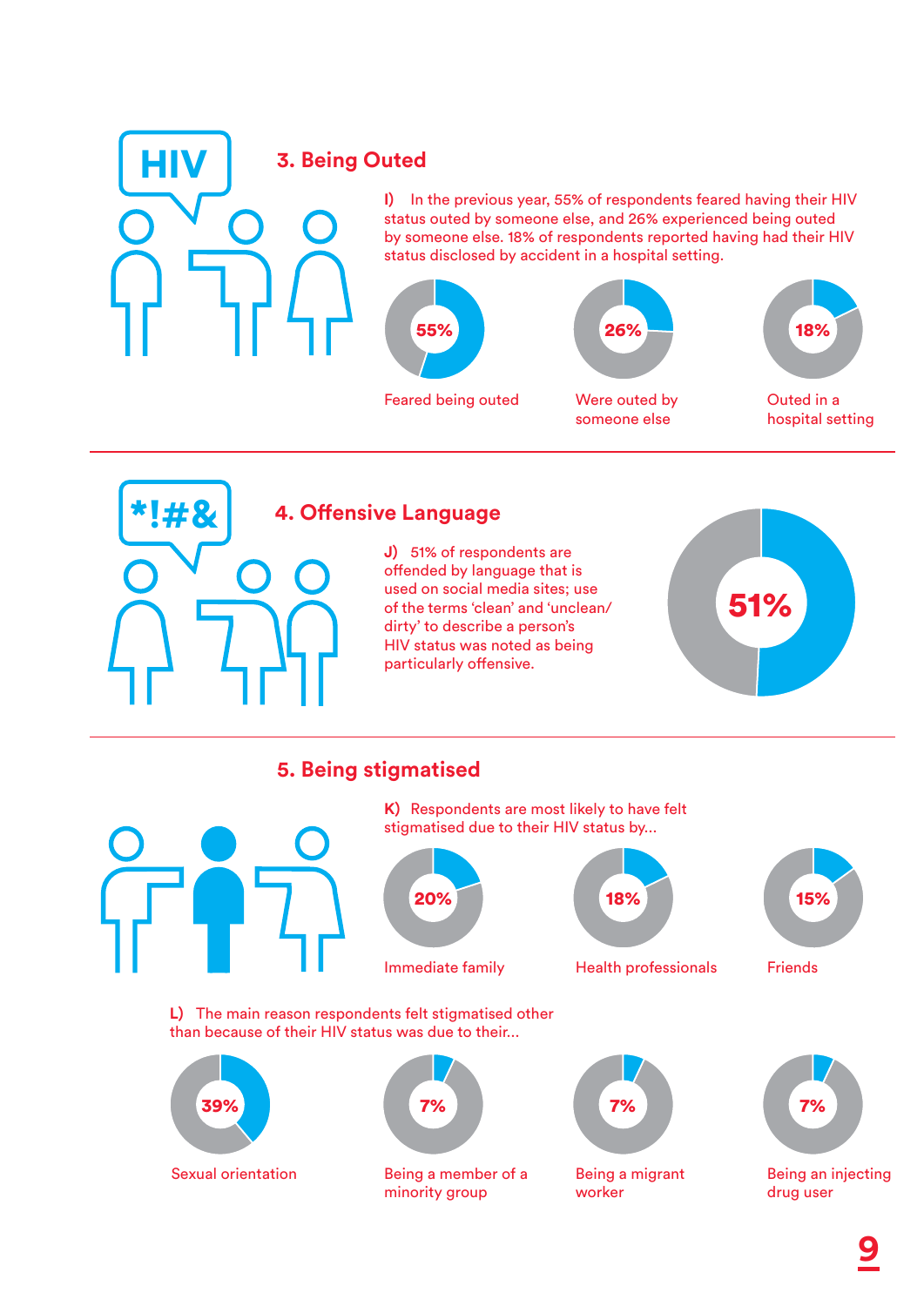## 3. Being Outed

**I)** In the previous year, 55% of respondents feared having their HIV status outed by someone else, and 26% experienced being outed by someone else. 18% of respondents reported having had their HIV status disclosed by accident in a hospital setting.

55% — Feared being outed

26% — Were outed by someone else

18% — Outed in a hospital setting

## 4. Offensive Language

**J)** 51% of respondents are offended by language that is used on social media sites; use of the terms 'clean' and 'unclean/ dirty' to describe a person's HIV status was noted as being particularly offensive.

51%

## 5. Being stigmatised

**K)** Respondents are most likely to have felt stigmatised due to their HIV status by...

20% — Immediate family

18% — Health professionals

15% — Friends

**L)** The main reason respondents felt stigmatised other than because of their HIV status was due to their...

39% — Sexual orientation

7% — Being a member of a minority group

7% — Being a migrant worker

7% — Being an injecting drug user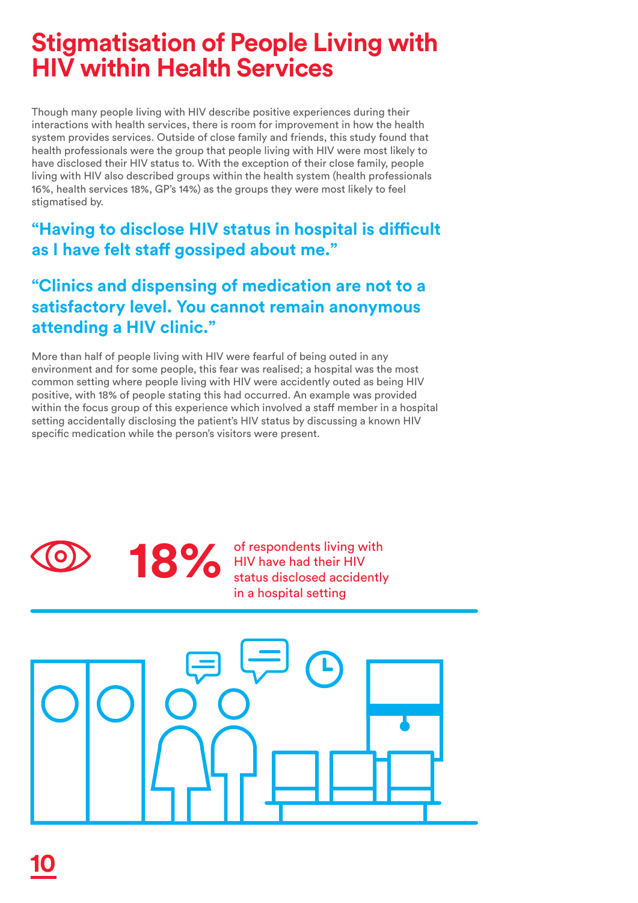# Stigmatisation of People Living with HIV within Health Services

Though many people living with HIV describe positive experiences during their interactions with health services, there is room for improvement in how the health system provides services. Outside of close family and friends, this study found that health professionals were the group that people living with HIV were most likely to have disclosed their HIV status to. With the exception of their close family, people living with HIV also described groups within the health system (health professionals 16%, health services 18%, GP's 14%) as the groups they were most likely to feel stigmatised by.

### "Having to disclose HIV status in hospital is difficult as I have felt staff gossiped about me."

### "Clinics and dispensing of medication are not to a satisfactory level. You cannot remain anonymous attending a HIV clinic."

More than half of people living with HIV were fearful of being outed in any environment and for some people, this fear was realised; a hospital was the most common setting where people living with HIV were accidently outed as being HIV positive, with 18% of people stating this had occurred. An example was provided within the focus group of this experience which involved a staff member in a hospital setting accidentally disclosing the patient's HIV status by discussing a known HIV specific medication while the person's visitors were present.

**18%** of respondents living with HIV have had their HIV status disclosed accidently in a hospital setting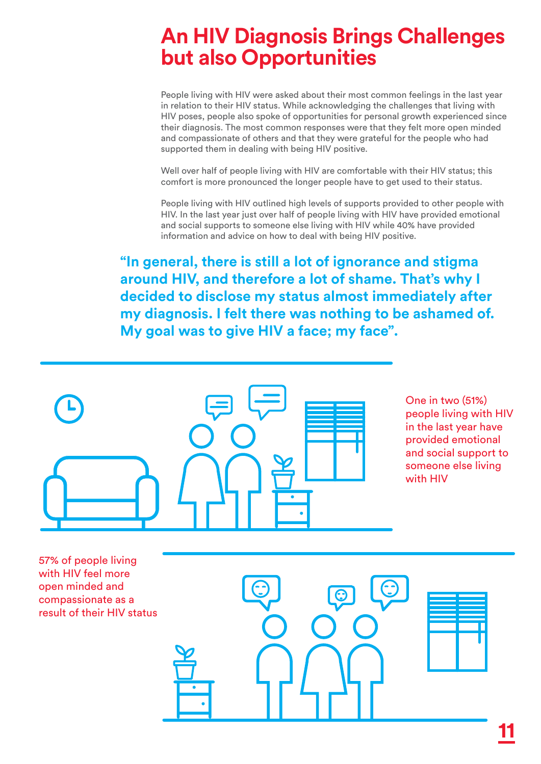# An HIV Diagnosis Brings Challenges but also Opportunities

People living with HIV were asked about their most common feelings in the last year in relation to their HIV status. While acknowledging the challenges that living with HIV poses, people also spoke of opportunities for personal growth experienced since their diagnosis. The most common responses were that they felt more open minded and compassionate of others and that they were grateful for the people who had supported them in dealing with being HIV positive.

Well over half of people living with HIV are comfortable with their HIV status; this comfort is more pronounced the longer people have to get used to their status.

People living with HIV outlined high levels of supports provided to other people with HIV. In the last year just over half of people living with HIV have provided emotional and social supports to someone else living with HIV while 40% have provided information and advice on how to deal with being HIV positive.

**"In general, there is still a lot of ignorance and stigma around HIV, and therefore a lot of shame. That's why I decided to disclose my status almost immediately after my diagnosis. I felt there was nothing to be ashamed of. My goal was to give HIV a face; my face".**

One in two (51%) people living with HIV in the last year have provided emotional and social support to someone else living with HIV

57% of people living with HIV feel more open minded and compassionate as a result of their HIV status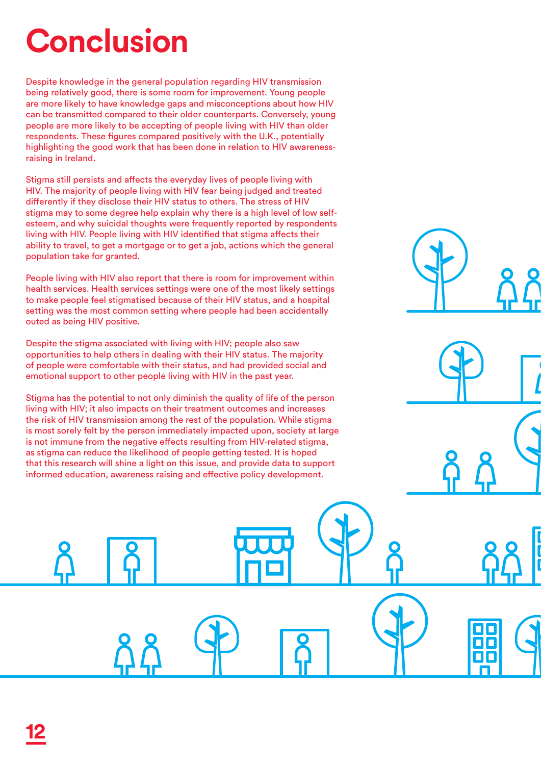# Conclusion

Despite knowledge in the general population regarding HIV transmission being relatively good, there is some room for improvement. Young people are more likely to have knowledge gaps and misconceptions about how HIV can be transmitted compared to their older counterparts. Conversely, young people are more likely to be accepting of people living with HIV than older respondents. These figures compared positively with the U.K., potentially highlighting the good work that has been done in relation to HIV awareness-raising in Ireland.

Stigma still persists and affects the everyday lives of people living with HIV. The majority of people living with HIV fear being judged and treated differently if they disclose their HIV status to others. The stress of HIV stigma may to some degree help explain why there is a high level of low self-esteem, and why suicidal thoughts were frequently reported by respondents living with HIV. People living with HIV identified that stigma affects their ability to travel, to get a mortgage or to get a job, actions which the general population take for granted.

People living with HIV also report that there is room for improvement within health services. Health services settings were one of the most likely settings to make people feel stigmatised because of their HIV status, and a hospital setting was the most common setting where people had been accidentally outed as being HIV positive.

Despite the stigma associated with living with HIV; people also saw opportunities to help others in dealing with their HIV status. The majority of people were comfortable with their status, and had provided social and emotional support to other people living with HIV in the past year.

Stigma has the potential to not only diminish the quality of life of the person living with HIV; it also impacts on their treatment outcomes and increases the risk of HIV transmission among the rest of the population. While stigma is most sorely felt by the person immediately impacted upon, society at large is not immune from the negative effects resulting from HIV-related stigma, as stigma can reduce the likelihood of people getting tested. It is hoped that this research will shine a light on this issue, and provide data to support informed education, awareness raising and effective policy development.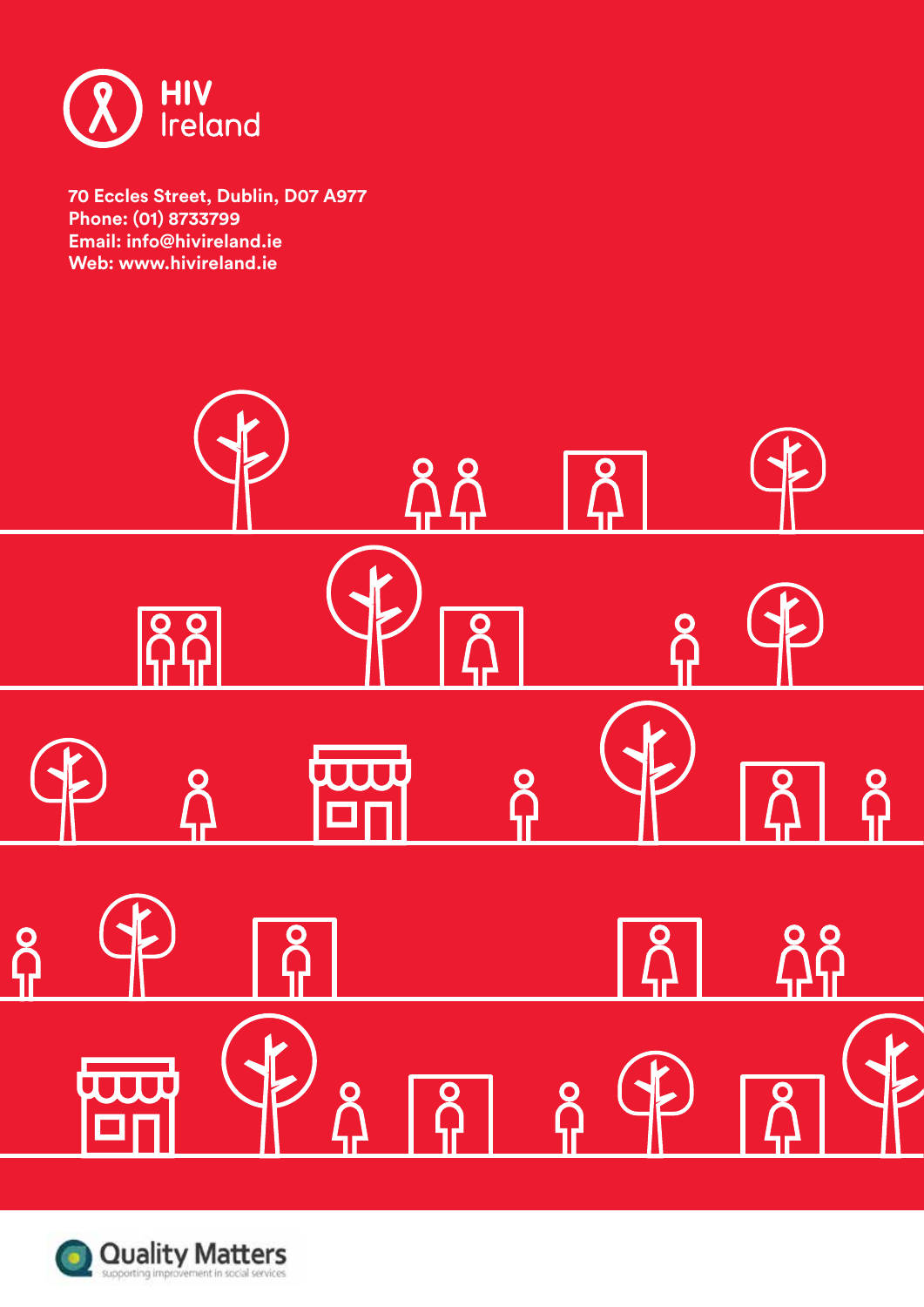HIV Ireland

70 Eccles Street, Dublin, D07 A977
Phone: (01) 8733799
Email: info@hivireland.ie
Web: www.hivireland.ie

Quality Matters
supporting improvement in social services